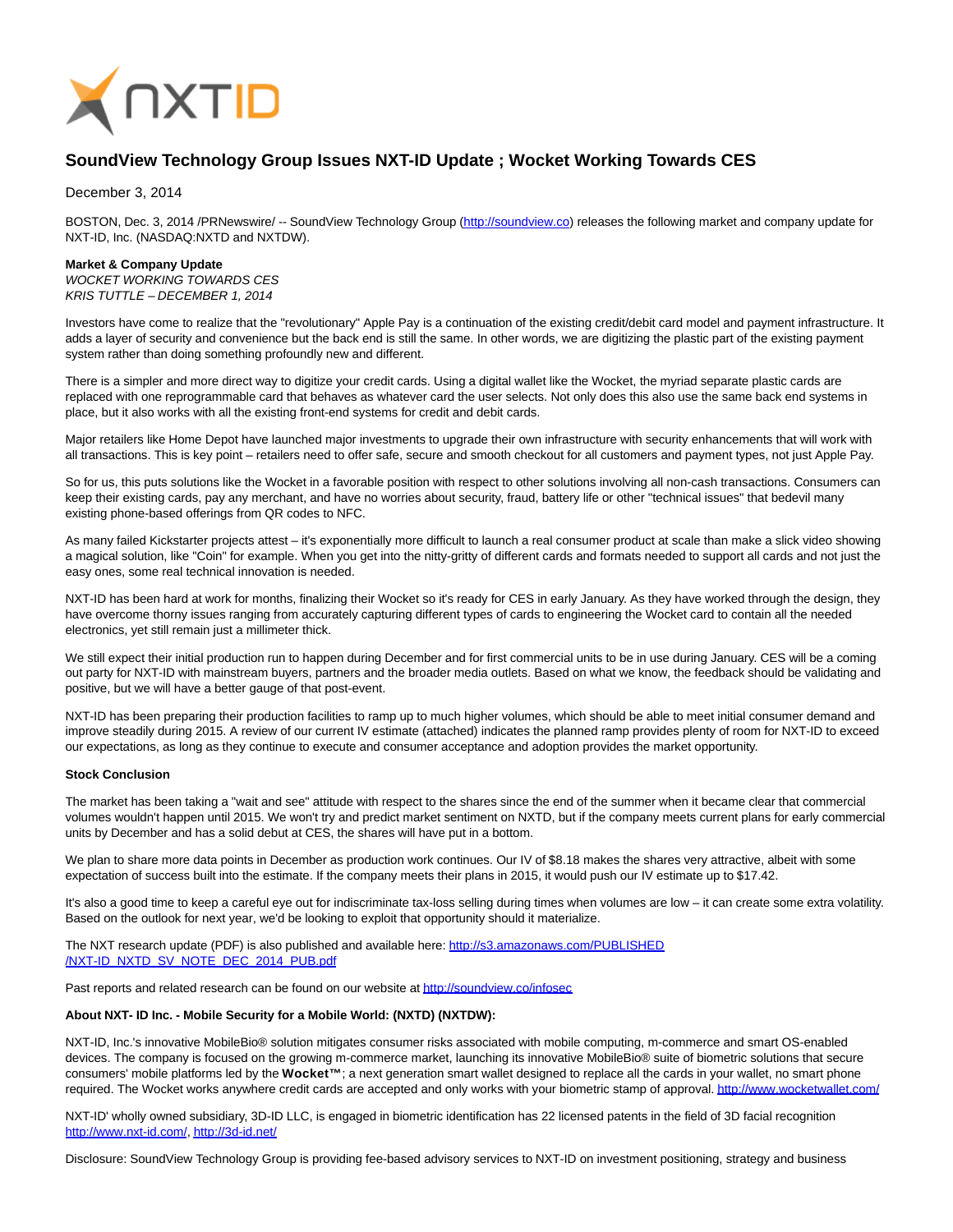# SoundView Technology Group Issues NXT-ID Update ; Wocket Working Towards CES

December 3, 2014

BOSTON, Dec. 3, 2014 /PRNewswire/ -- SoundView Technology Group (http://soundview.co) releases the following market and company update for NXT-ID, Inc. (NASDAQ:NXTD and NXTDW).

**Market & Company Update**
*WOCKET WORKING TOWARDS CES*
*KRIS TUTTLE – DECEMBER 1, 2014*

Investors have come to realize that the "revolutionary" Apple Pay is a continuation of the existing credit/debit card model and payment infrastructure. It adds a layer of security and convenience but the back end is still the same. In other words, we are digitizing the plastic part of the existing payment system rather than doing something profoundly new and different.

There is a simpler and more direct way to digitize your credit cards. Using a digital wallet like the Wocket, the myriad separate plastic cards are replaced with one reprogrammable card that behaves as whatever card the user selects. Not only does this also use the same back end systems in place, but it also works with all the existing front-end systems for credit and debit cards.

Major retailers like Home Depot have launched major investments to upgrade their own infrastructure with security enhancements that will work with all transactions. This is key point – retailers need to offer safe, secure and smooth checkout for all customers and payment types, not just Apple Pay.

So for us, this puts solutions like the Wocket in a favorable position with respect to other solutions involving all non-cash transactions. Consumers can keep their existing cards, pay any merchant, and have no worries about security, fraud, battery life or other "technical issues" that bedevil many existing phone-based offerings from QR codes to NFC.

As many failed Kickstarter projects attest – it's exponentially more difficult to launch a real consumer product at scale than make a slick video showing a magical solution, like "Coin" for example. When you get into the nitty-gritty of different cards and formats needed to support all cards and not just the easy ones, some real technical innovation is needed.

NXT-ID has been hard at work for months, finalizing their Wocket so it's ready for CES in early January. As they have worked through the design, they have overcome thorny issues ranging from accurately capturing different types of cards to engineering the Wocket card to contain all the needed electronics, yet still remain just a millimeter thick.

We still expect their initial production run to happen during December and for first commercial units to be in use during January. CES will be a coming out party for NXT-ID with mainstream buyers, partners and the broader media outlets. Based on what we know, the feedback should be validating and positive, but we will have a better gauge of that post-event.

NXT-ID has been preparing their production facilities to ramp up to much higher volumes, which should be able to meet initial consumer demand and improve steadily during 2015. A review of our current IV estimate (attached) indicates the planned ramp provides plenty of room for NXT-ID to exceed our expectations, as long as they continue to execute and consumer acceptance and adoption provides the market opportunity.

**Stock Conclusion**

The market has been taking a "wait and see" attitude with respect to the shares since the end of the summer when it became clear that commercial volumes wouldn't happen until 2015. We won't try and predict market sentiment on NXTD, but if the company meets current plans for early commercial units by December and has a solid debut at CES, the shares will have put in a bottom.

We plan to share more data points in December as production work continues. Our IV of $8.18 makes the shares very attractive, albeit with some expectation of success built into the estimate. If the company meets their plans in 2015, it would push our IV estimate up to $17.42.

It's also a good time to keep a careful eye out for indiscriminate tax-loss selling during times when volumes are low – it can create some extra volatility. Based on the outlook for next year, we'd be looking to exploit that opportunity should it materialize.

The NXT research update (PDF) is also published and available here: http://s3.amazonaws.com/PUBLISHED/NXT-ID_NXTD_SV_NOTE_DEC_2014_PUB.pdf

Past reports and related research can be found on our website at http://soundview.co/infosec

**About NXT- ID Inc. - Mobile Security for a Mobile World: (NXTD) (NXTDW):**

NXT-ID, Inc.'s innovative MobileBio® solution mitigates consumer risks associated with mobile computing, m-commerce and smart OS-enabled devices. The company is focused on the growing m-commerce market, launching its innovative MobileBio® suite of biometric solutions that secure consumers' mobile platforms led by the **Wocket™**; a next generation smart wallet designed to replace all the cards in your wallet, no smart phone required. The Wocket works anywhere credit cards are accepted and only works with your biometric stamp of approval. http://www.wocketwallet.com/

NXT-ID' wholly owned subsidiary, 3D-ID LLC, is engaged in biometric identification has 22 licensed patents in the field of 3D facial recognition http://www.nxt-id.com/, http://3d-id.net/

Disclosure: SoundView Technology Group is providing fee-based advisory services to NXT-ID on investment positioning, strategy and business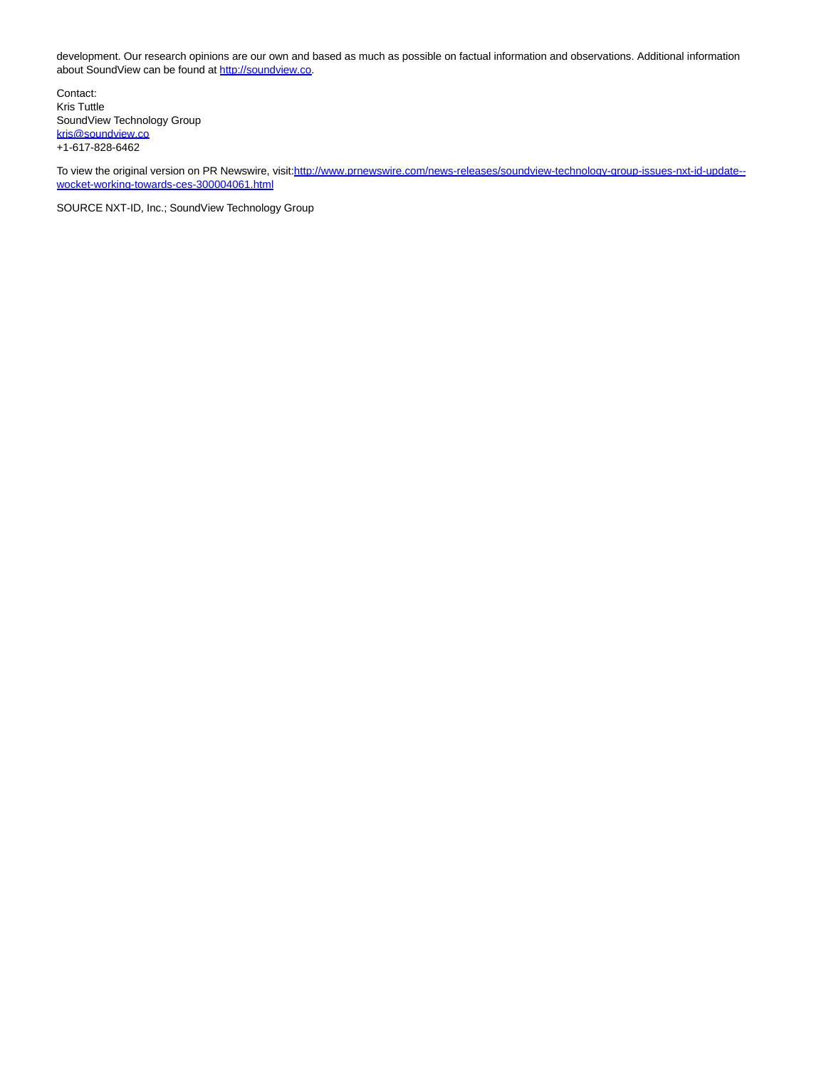development. Our research opinions are our own and based as much as possible on factual information and observations. Additional information about SoundView can be found at [http://soundview.co](http://soundview.co).

Contact:
Kris Tuttle
SoundView Technology Group
[kris@soundview.co](mailto:kris@soundview.co)
+1-617-828-6462

To view the original version on PR Newswire, visit:[http://www.prnewswire.com/news-releases/soundview-technology-group-issues-nxt-id-update--wocket-working-towards-ces-300004061.html](http://www.prnewswire.com/news-releases/soundview-technology-group-issues-nxt-id-update--wocket-working-towards-ces-300004061.html)

SOURCE NXT-ID, Inc.; SoundView Technology Group